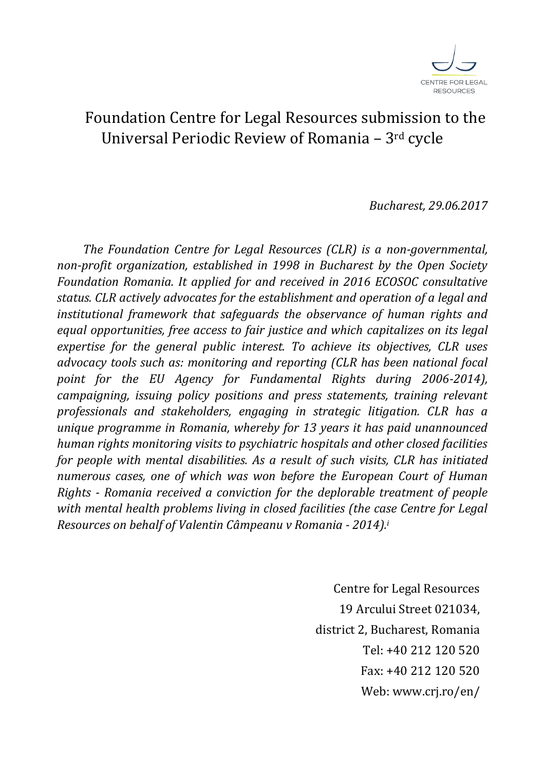CENTRE FOR LEGAL RESOURCES

# Foundation Centre for Legal Resources submission to the Universal Periodic Review of Romania – 3rd cycle

*Bucharest, 29.06.2017*

*The Foundation Centre for Legal Resources (CLR) is a non-governmental, non-profit organization, established in 1998 in Bucharest by the Open Society Foundation Romania. It applied for and received in 2016 ECOSOC consultative status. CLR actively advocates for the establishment and operation of a legal and institutional framework that safeguards the observance of human rights and equal opportunities, free access to fair justice and which capitalizes on its legal expertise for the general public interest. To achieve its objectives, CLR uses advocacy tools such as: monitoring and reporting (CLR has been national focal point for the EU Agency for Fundamental Rights during 2006-2014), campaigning, issuing policy positions and press statements, training relevant professionals and stakeholders, engaging in strategic litigation. CLR has a unique programme in Romania, whereby for 13 years it has paid unannounced human rights monitoring visits to psychiatric hospitals and other closed facilities for people with mental disabilities. As a result of such visits, CLR has initiated numerous cases, one of which was won before the European Court of Human Rights - Romania received a conviction for the deplorable treatment of people with mental health problems living in closed facilities (the case Centre for Legal Resources on behalf of Valentin Câmpeanu v Romania - 2014).*[i]

Centre for Legal Resources
19 Arcului Street 021034,
district 2, Bucharest, Romania
Tel: +40 212 120 520
Fax: +40 212 120 520
Web: www.crj.ro/en/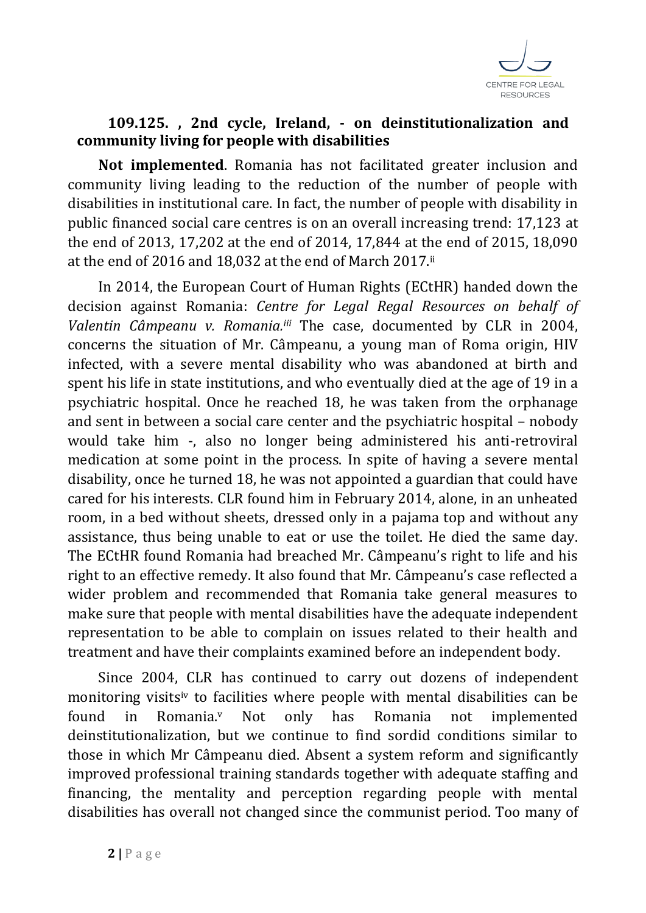### 109.125. , 2nd cycle, Ireland, - on deinstitutionalization and community living for people with disabilities

**Not implemented**. Romania has not facilitated greater inclusion and community living leading to the reduction of the number of people with disabilities in institutional care. In fact, the number of people with disability in public financed social care centres is on an overall increasing trend: 17,123 at the end of 2013, 17,202 at the end of 2014, 17,844 at the end of 2015, 18,090 at the end of 2016 and 18,032 at the end of March 2017.[ii]

In 2014, the European Court of Human Rights (ECtHR) handed down the decision against Romania: *Centre for Legal Regal Resources on behalf of Valentin Câmpeanu v. Romania.*[iii] The case, documented by CLR in 2004, concerns the situation of Mr. Câmpeanu, a young man of Roma origin, HIV infected, with a severe mental disability who was abandoned at birth and spent his life in state institutions, and who eventually died at the age of 19 in a psychiatric hospital. Once he reached 18, he was taken from the orphanage and sent in between a social care center and the psychiatric hospital – nobody would take him -, also no longer being administered his anti-retroviral medication at some point in the process. In spite of having a severe mental disability, once he turned 18, he was not appointed a guardian that could have cared for his interests. CLR found him in February 2014, alone, in an unheated room, in a bed without sheets, dressed only in a pajama top and without any assistance, thus being unable to eat or use the toilet. He died the same day. The ECtHR found Romania had breached Mr. Câmpeanu's right to life and his right to an effective remedy. It also found that Mr. Câmpeanu's case reflected a wider problem and recommended that Romania take general measures to make sure that people with mental disabilities have the adequate independent representation to be able to complain on issues related to their health and treatment and have their complaints examined before an independent body.

Since 2004, CLR has continued to carry out dozens of independent monitoring visits[iv] to facilities where people with mental disabilities can be found in Romania.[v] Not only has Romania not implemented deinstitutionalization, but we continue to find sordid conditions similar to those in which Mr Câmpeanu died. Absent a system reform and significantly improved professional training standards together with adequate staffing and financing, the mentality and perception regarding people with mental disabilities has overall not changed since the communist period. Too many of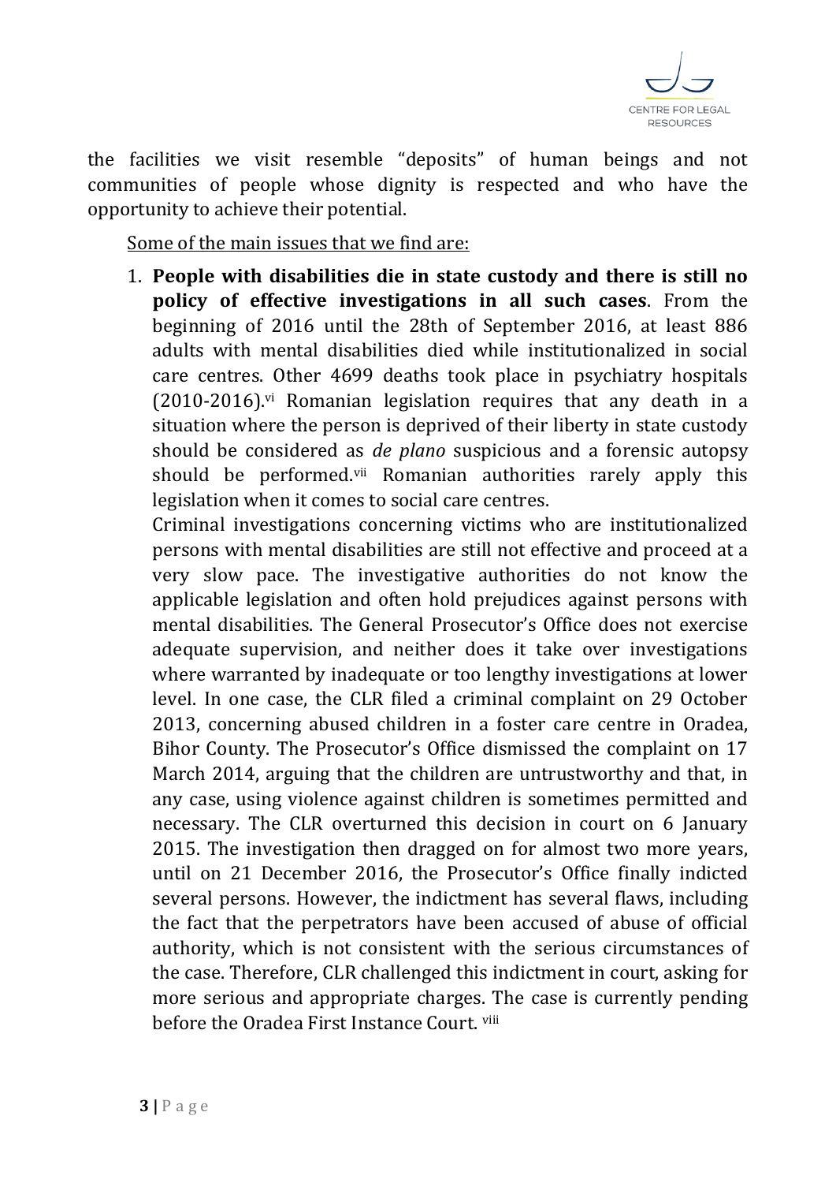the facilities we visit resemble "deposits" of human beings and not communities of people whose dignity is respected and who have the opportunity to achieve their potential.

Some of the main issues that we find are:

1. **People with disabilities die in state custody and there is still no policy of effective investigations in all such cases**. From the beginning of 2016 until the 28th of September 2016, at least 886 adults with mental disabilities died while institutionalized in social care centres. Other 4699 deaths took place in psychiatry hospitals (2010-2016).[vi] Romanian legislation requires that any death in a situation where the person is deprived of their liberty in state custody should be considered as *de plano* suspicious and a forensic autopsy should be performed.[vii] Romanian authorities rarely apply this legislation when it comes to social care centres.

   Criminal investigations concerning victims who are institutionalized persons with mental disabilities are still not effective and proceed at a very slow pace. The investigative authorities do not know the applicable legislation and often hold prejudices against persons with mental disabilities. The General Prosecutor's Office does not exercise adequate supervision, and neither does it take over investigations where warranted by inadequate or too lengthy investigations at lower level. In one case, the CLR filed a criminal complaint on 29 October 2013, concerning abused children in a foster care centre in Oradea, Bihor County. The Prosecutor's Office dismissed the complaint on 17 March 2014, arguing that the children are untrustworthy and that, in any case, using violence against children is sometimes permitted and necessary. The CLR overturned this decision in court on 6 January 2015. The investigation then dragged on for almost two more years, until on 21 December 2016, the Prosecutor's Office finally indicted several persons. However, the indictment has several flaws, including the fact that the perpetrators have been accused of abuse of official authority, which is not consistent with the serious circumstances of the case. Therefore, CLR challenged this indictment in court, asking for more serious and appropriate charges. The case is currently pending before the Oradea First Instance Court. [viii]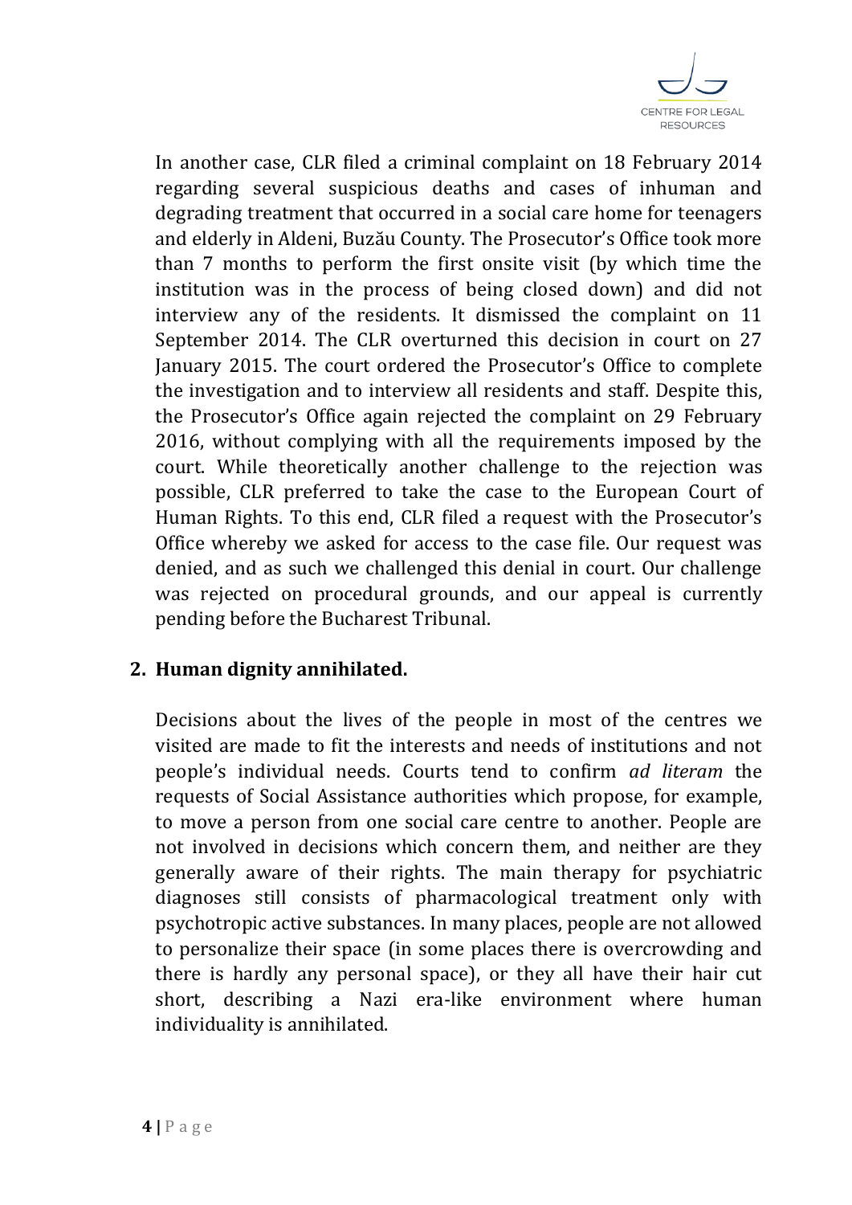In another case, CLR filed a criminal complaint on 18 February 2014 regarding several suspicious deaths and cases of inhuman and degrading treatment that occurred in a social care home for teenagers and elderly in Aldeni, Buzău County. The Prosecutor's Office took more than 7 months to perform the first onsite visit (by which time the institution was in the process of being closed down) and did not interview any of the residents. It dismissed the complaint on 11 September 2014. The CLR overturned this decision in court on 27 January 2015. The court ordered the Prosecutor's Office to complete the investigation and to interview all residents and staff. Despite this, the Prosecutor's Office again rejected the complaint on 29 February 2016, without complying with all the requirements imposed by the court. While theoretically another challenge to the rejection was possible, CLR preferred to take the case to the European Court of Human Rights. To this end, CLR filed a request with the Prosecutor's Office whereby we asked for access to the case file. Our request was denied, and as such we challenged this denial in court. Our challenge was rejected on procedural grounds, and our appeal is currently pending before the Bucharest Tribunal.

## 2. Human dignity annihilated.

Decisions about the lives of the people in most of the centres we visited are made to fit the interests and needs of institutions and not people's individual needs. Courts tend to confirm *ad literam* the requests of Social Assistance authorities which propose, for example, to move a person from one social care centre to another. People are not involved in decisions which concern them, and neither are they generally aware of their rights. The main therapy for psychiatric diagnoses still consists of pharmacological treatment only with psychotropic active substances. In many places, people are not allowed to personalize their space (in some places there is overcrowding and there is hardly any personal space), or they all have their hair cut short, describing a Nazi era-like environment where human individuality is annihilated.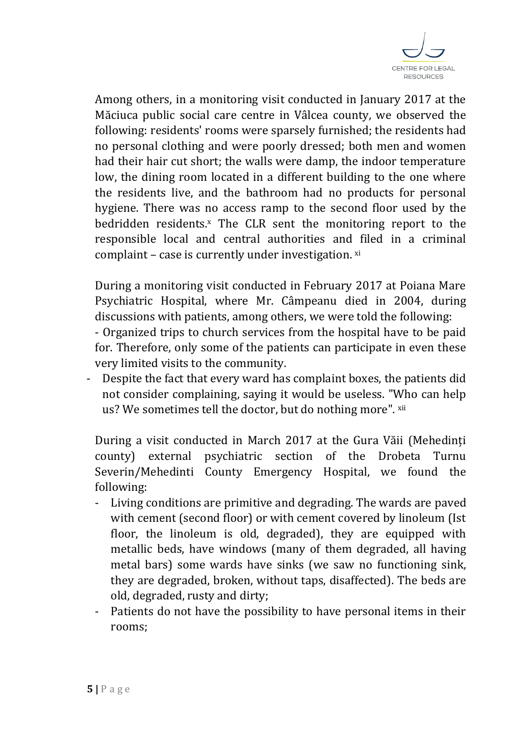Among others, in a monitoring visit conducted in January 2017 at the Măciuca public social care centre in Vâlcea county, we observed the following: residents' rooms were sparsely furnished; the residents had no personal clothing and were poorly dressed; both men and women had their hair cut short; the walls were damp, the indoor temperature low, the dining room located in a different building to the one where the residents live, and the bathroom had no products for personal hygiene. There was no access ramp to the second floor used by the bedridden residents.[x] The CLR sent the monitoring report to the responsible local and central authorities and filed in a criminal complaint – case is currently under investigation. [xi]

During a monitoring visit conducted in February 2017 at Poiana Mare Psychiatric Hospital, where Mr. Câmpeanu died in 2004, during discussions with patients, among others, we were told the following:

- Organized trips to church services from the hospital have to be paid for. Therefore, only some of the patients can participate in even these very limited visits to the community.
- Despite the fact that every ward has complaint boxes, the patients did not consider complaining, saying it would be useless. "Who can help us? We sometimes tell the doctor, but do nothing more". [xii]

During a visit conducted in March 2017 at the Gura Văii (Mehedinți county) external psychiatric section of the Drobeta Turnu Severin/Mehedinti County Emergency Hospital, we found the following:

- Living conditions are primitive and degrading. The wards are paved with cement (second floor) or with cement covered by linoleum (Ist floor, the linoleum is old, degraded), they are equipped with metallic beds, have windows (many of them degraded, all having metal bars) some wards have sinks (we saw no functioning sink, they are degraded, broken, without taps, disaffected). The beds are old, degraded, rusty and dirty;
- Patients do not have the possibility to have personal items in their rooms;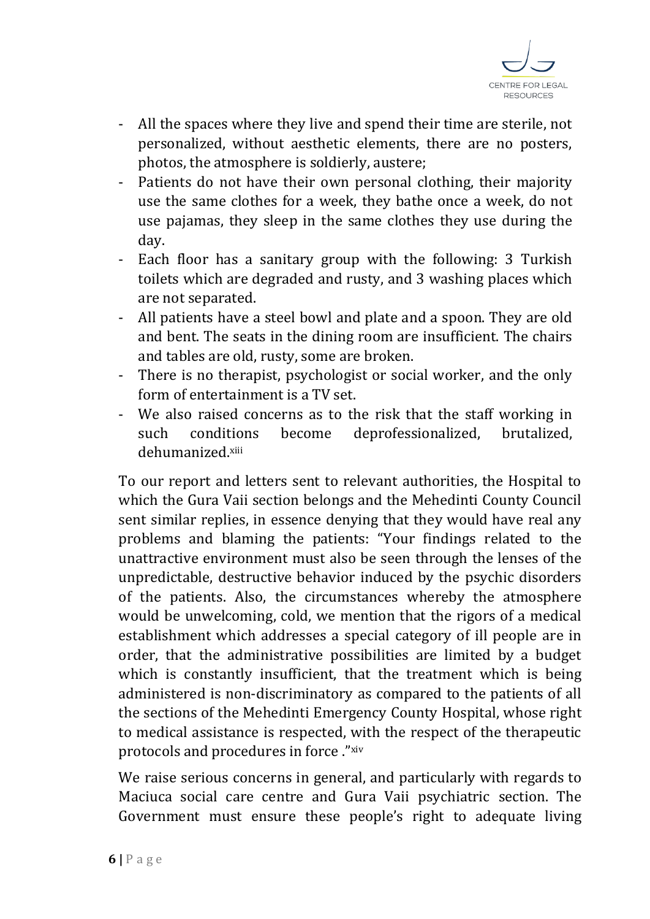- All the spaces where they live and spend their time are sterile, not personalized, without aesthetic elements, there are no posters, photos, the atmosphere is soldierly, austere;
- Patients do not have their own personal clothing, their majority use the same clothes for a week, they bathe once a week, do not use pajamas, they sleep in the same clothes they use during the day.
- Each floor has a sanitary group with the following: 3 Turkish toilets which are degraded and rusty, and 3 washing places which are not separated.
- All patients have a steel bowl and plate and a spoon. They are old and bent. The seats in the dining room are insufficient. The chairs and tables are old, rusty, some are broken.
- There is no therapist, psychologist or social worker, and the only form of entertainment is a TV set.
- We also raised concerns as to the risk that the staff working in such conditions become deprofessionalized, brutalized, dehumanized.[xiii]

To our report and letters sent to relevant authorities, the Hospital to which the Gura Vaii section belongs and the Mehedinti County Council sent similar replies, in essence denying that they would have real any problems and blaming the patients: "Your findings related to the unattractive environment must also be seen through the lenses of the unpredictable, destructive behavior induced by the psychic disorders of the patients. Also, the circumstances whereby the atmosphere would be unwelcoming, cold, we mention that the rigors of a medical establishment which addresses a special category of ill people are in order, that the administrative possibilities are limited by a budget which is constantly insufficient, that the treatment which is being administered is non-discriminatory as compared to the patients of all the sections of the Mehedinti Emergency County Hospital, whose right to medical assistance is respected, with the respect of the therapeutic protocols and procedures in force ."[xiv]

We raise serious concerns in general, and particularly with regards to Maciuca social care centre and Gura Vaii psychiatric section. The Government must ensure these people's right to adequate living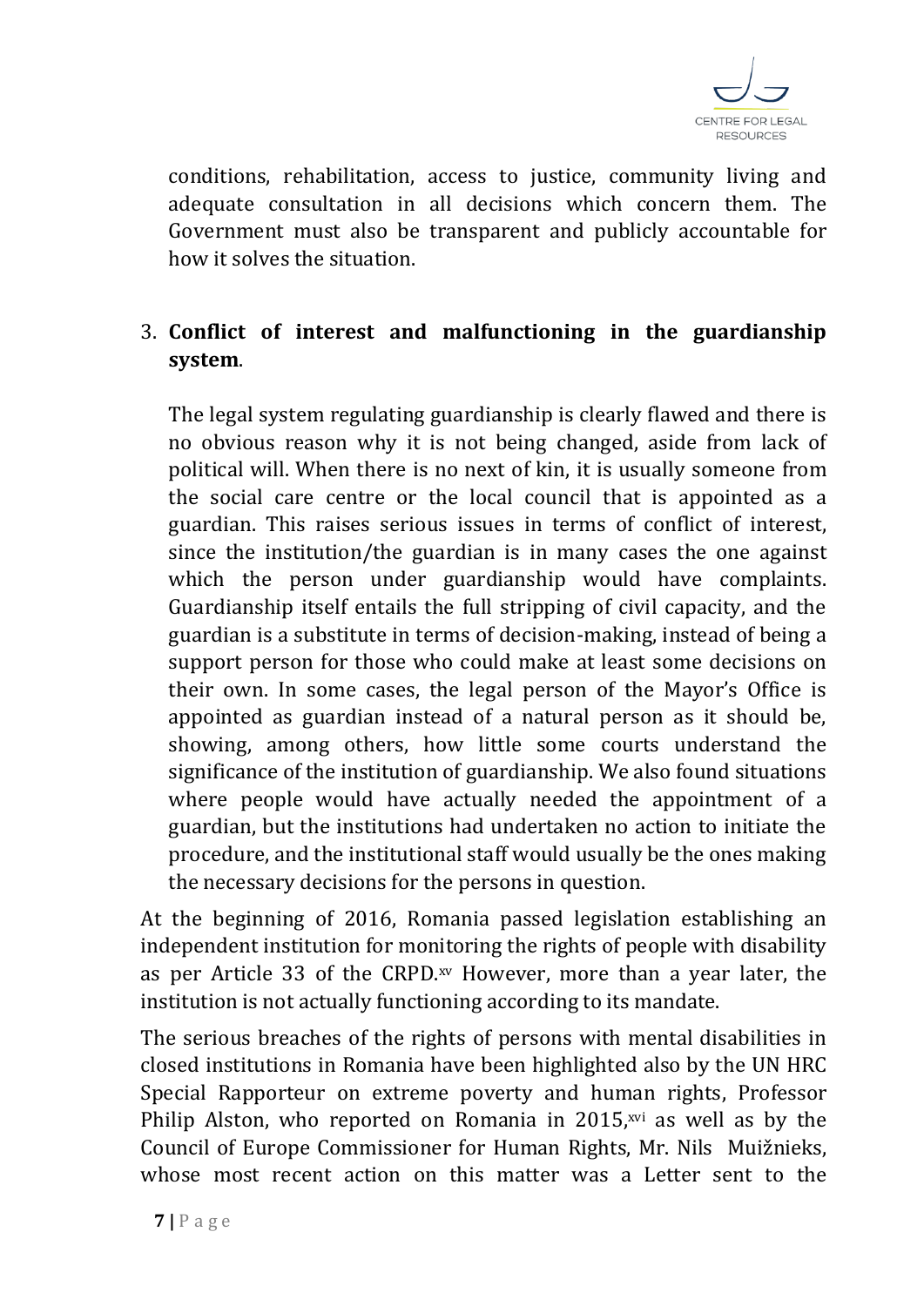conditions, rehabilitation, access to justice, community living and adequate consultation in all decisions which concern them. The Government must also be transparent and publicly accountable for how it solves the situation.

3. **Conflict of interest and malfunctioning in the guardianship system**.

   The legal system regulating guardianship is clearly flawed and there is no obvious reason why it is not being changed, aside from lack of political will. When there is no next of kin, it is usually someone from the social care centre or the local council that is appointed as a guardian. This raises serious issues in terms of conflict of interest, since the institution/the guardian is in many cases the one against which the person under guardianship would have complaints. Guardianship itself entails the full stripping of civil capacity, and the guardian is a substitute in terms of decision-making, instead of being a support person for those who could make at least some decisions on their own. In some cases, the legal person of the Mayor's Office is appointed as guardian instead of a natural person as it should be, showing, among others, how little some courts understand the significance of the institution of guardianship. We also found situations where people would have actually needed the appointment of a guardian, but the institutions had undertaken no action to initiate the procedure, and the institutional staff would usually be the ones making the necessary decisions for the persons in question.

At the beginning of 2016, Romania passed legislation establishing an independent institution for monitoring the rights of people with disability as per Article 33 of the CRPD.[xv] However, more than a year later, the institution is not actually functioning according to its mandate.

The serious breaches of the rights of persons with mental disabilities in closed institutions in Romania have been highlighted also by the UN HRC Special Rapporteur on extreme poverty and human rights, Professor Philip Alston, who reported on Romania in 2015,[xvi] as well as by the Council of Europe Commissioner for Human Rights, Mr. Nils Muižnieks, whose most recent action on this matter was a Letter sent to the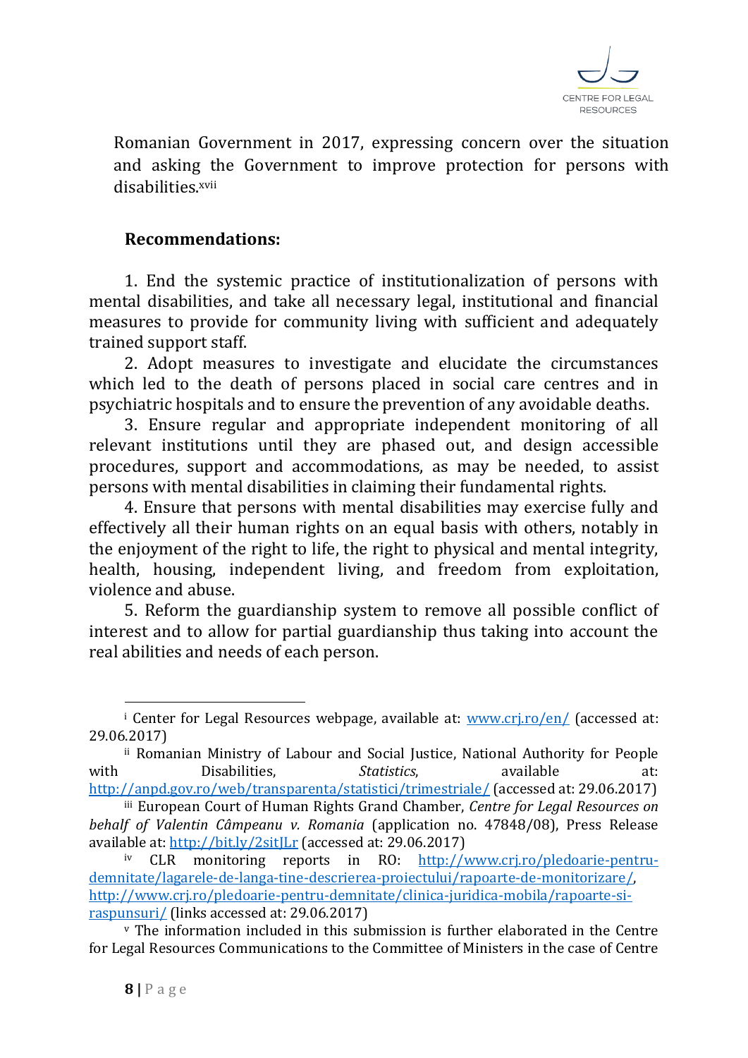Romanian Government in 2017, expressing concern over the situation and asking the Government to improve protection for persons with disabilities.[xvii]

**Recommendations:**

1. End the systemic practice of institutionalization of persons with mental disabilities, and take all necessary legal, institutional and financial measures to provide for community living with sufficient and adequately trained support staff.
2. Adopt measures to investigate and elucidate the circumstances which led to the death of persons placed in social care centres and in psychiatric hospitals and to ensure the prevention of any avoidable deaths.
3. Ensure regular and appropriate independent monitoring of all relevant institutions until they are phased out, and design accessible procedures, support and accommodations, as may be needed, to assist persons with mental disabilities in claiming their fundamental rights.
4. Ensure that persons with mental disabilities may exercise fully and effectively all their human rights on an equal basis with others, notably in the enjoyment of the right to life, the right to physical and mental integrity, health, housing, independent living, and freedom from exploitation, violence and abuse.
5. Reform the guardianship system to remove all possible conflict of interest and to allow for partial guardianship thus taking into account the real abilities and needs of each person.

---

[i] Center for Legal Resources webpage, available at: www.crj.ro/en/ (accessed at: 29.06.2017)

[ii] Romanian Ministry of Labour and Social Justice, National Authority for People with Disabilities, *Statistics*, available at: http://anpd.gov.ro/web/transparenta/statistici/trimestriale/ (accessed at: 29.06.2017)

[iii] European Court of Human Rights Grand Chamber, *Centre for Legal Resources on behalf of Valentin Câmpeanu v. Romania* (application no. 47848/08), Press Release available at: http://bit.ly/2sitJLr (accessed at: 29.06.2017)

[iv] CLR monitoring reports in RO: http://www.crj.ro/pledoarie-pentru-demnitate/lagarele-de-langa-tine-descrierea-proiectului/rapoarte-de-monitorizare/, http://www.crj.ro/pledoarie-pentru-demnitate/clinica-juridica-mobila/rapoarte-si-raspunsuri/ (links accessed at: 29.06.2017)

[v] The information included in this submission is further elaborated in the Centre for Legal Resources Communications to the Committee of Ministers in the case of Centre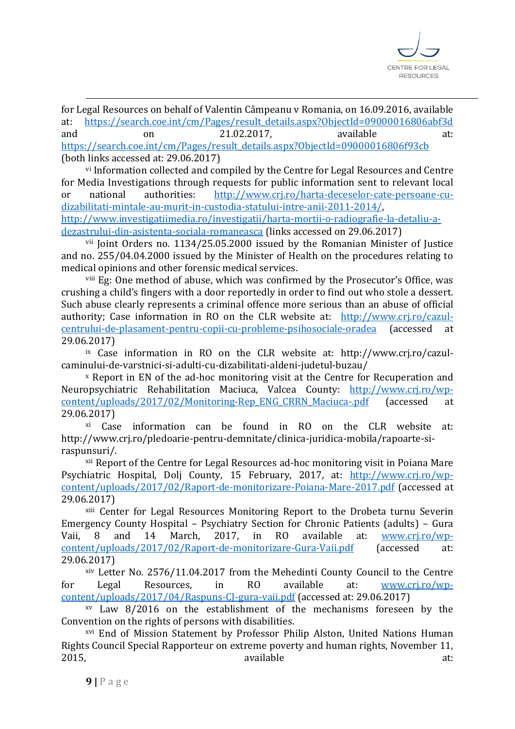for Legal Resources on behalf of Valentin Câmpeanu v Romania, on 16.09.2016, available at: https://search.coe.int/cm/Pages/result_details.aspx?ObjectId=09000016806abf3d and on 21.02.2017, available at: https://search.coe.int/cm/Pages/result_details.aspx?ObjectId=09000016806f93cb (both links accessed at: 29.06.2017)

[vi] Information collected and compiled by the Centre for Legal Resources and Centre for Media Investigations through requests for public information sent to relevant local or national authorities: http://www.crj.ro/harta-deceselor-cate-persoane-cu-dizabilitati-mintale-au-murit-in-custodia-statului-intre-anii-2011-2014/, http://www.investigatiimedia.ro/investigatii/harta-mortii-o-radiografie-la-detaliu-a-dezastrului-din-asistenta-sociala-romaneasca (links accessed on 29.06.2017)

[vii] Joint Orders no. 1134/25.05.2000 issued by the Romanian Minister of Justice and no. 255/04.04.2000 issued by the Minister of Health on the procedures relating to medical opinions and other forensic medical services.

[viii] Eg: One method of abuse, which was confirmed by the Prosecutor's Office, was crushing a child's fingers with a door reportedly in order to find out who stole a dessert. Such abuse clearly represents a criminal offence more serious than an abuse of official authority; Case information in RO on the CLR website at: http://www.crj.ro/cazul-centrului-de-plasament-pentru-copii-cu-probleme-psihosociale-oradea (accessed at 29.06.2017)

[ix] Case information in RO on the CLR website at: http://www.crj.ro/cazul-caminului-de-varstnici-si-adulti-cu-dizabilitati-aldeni-judetul-buzau/

[x] Report in EN of the ad-hoc monitoring visit at the Centre for Recuperation and Neuropsychiatric Rehabilitation Maciuca, Valcea County: http://www.crj.ro/wp-content/uploads/2017/02/Monitoring-Rep_ENG_CRRN_Maciuca-.pdf (accessed at 29.06.2017)

[xi] Case information can be found in RO on the CLR website at: http://www.crj.ro/pledoarie-pentru-demnitate/clinica-juridica-mobila/rapoarte-si-raspunsuri/.

[xii] Report of the Centre for Legal Resources ad-hoc monitoring visit in Poiana Mare Psychiatric Hospital, Dolj County, 15 February, 2017, at: http://www.crj.ro/wp-content/uploads/2017/02/Raport-de-monitorizare-Poiana-Mare-2017.pdf (accessed at 29.06.2017)

[xiii] Center for Legal Resources Monitoring Report to the Drobeta turnu Severin Emergency County Hospital – Psychiatry Section for Chronic Patients (adults) – Gura Vaii, 8 and 14 March, 2017, in RO available at: www.crj.ro/wp-content/uploads/2017/02/Raport-de-monitorizare-Gura-Vaii.pdf (accessed at: 29.06.2017)

[xiv] Letter No. 2576/11.04.2017 from the Mehedinti County Council to the Centre for Legal Resources, in RO available at: www.crj.ro/wp-content/uploads/2017/04/Raspuns-CJ-gura-vaii.pdf (accessed at: 29.06.2017)

[xv] Law 8/2016 on the establishment of the mechanisms foreseen by the Convention on the rights of persons with disabilities.

[xvi] End of Mission Statement by Professor Philip Alston, United Nations Human Rights Council Special Rapporteur on extreme poverty and human rights, November 11, 2015, available at: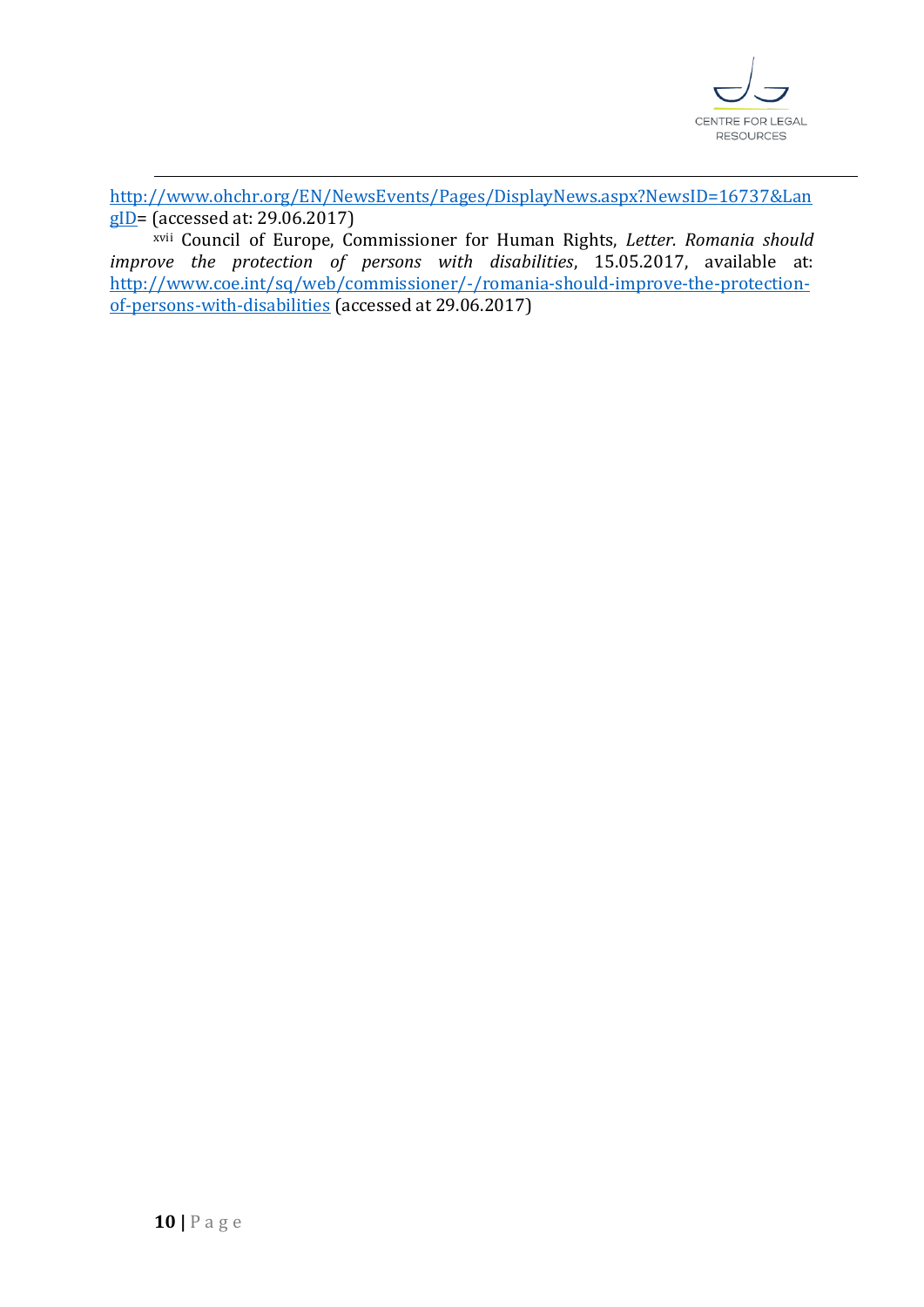http://www.ohchr.org/EN/NewsEvents/Pages/DisplayNews.aspx?NewsID=16737&LangID= (accessed at: 29.06.2017)

[xvii] Council of Europe, Commissioner for Human Rights, *Letter. Romania should improve the protection of persons with disabilities*, 15.05.2017, available at: http://www.coe.int/sq/web/commissioner/-/romania-should-improve-the-protection-of-persons-with-disabilities (accessed at 29.06.2017)